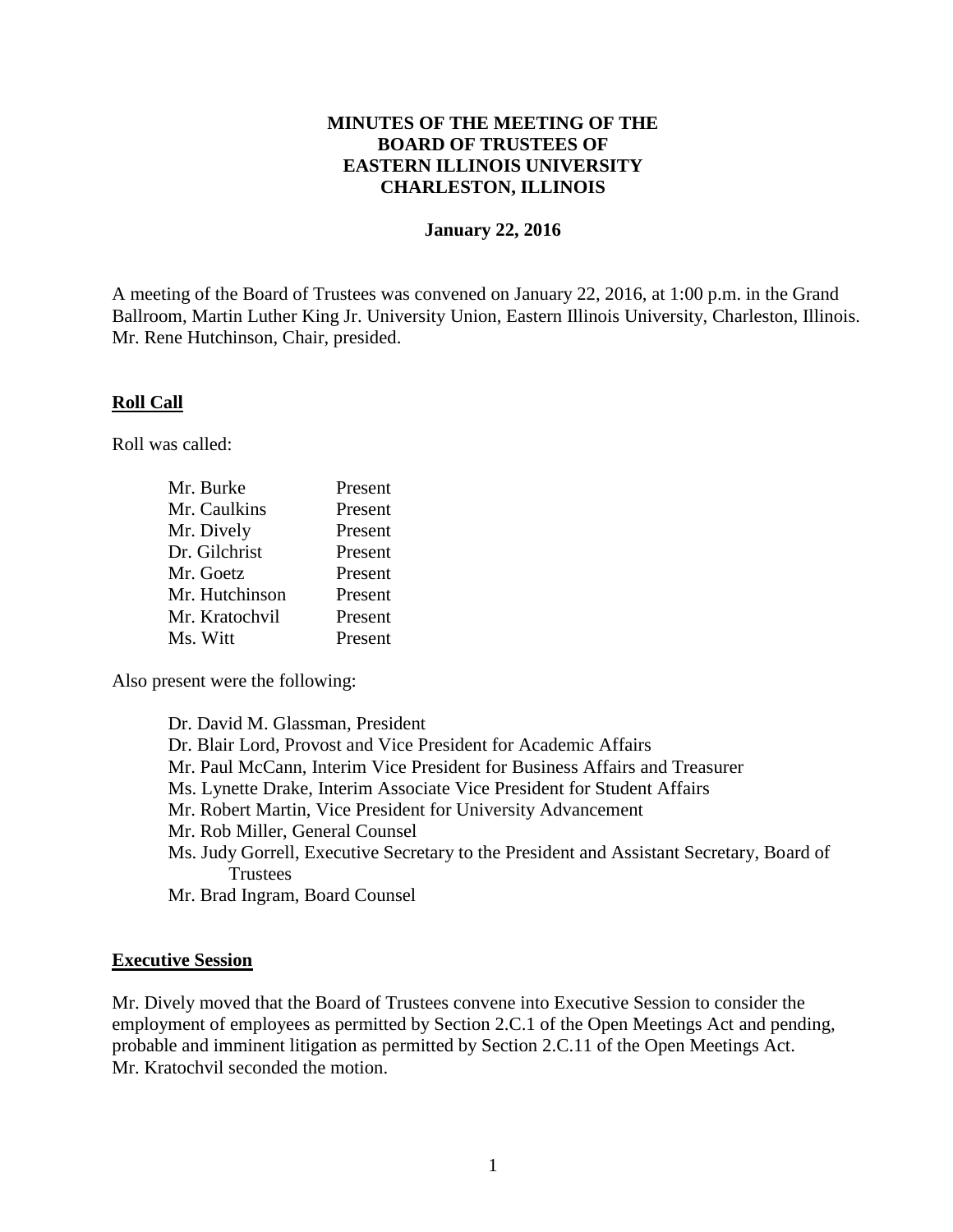# MINUTES OF THE MEETING OF THE BOARD OF TRUSTEES OF EASTERN ILLINOIS UNIVERSITY CHARLESTON, ILLINOIS

**January 22, 2016**

A meeting of the Board of Trustees was convened on January 22, 2016, at 1:00 p.m. in the Grand Ballroom, Martin Luther King Jr. University Union, Eastern Illinois University, Charleston, Illinois. Mr. Rene Hutchinson, Chair, presided.

## Roll Call

Roll was called:

| | |
|---|---|
| Mr. Burke | Present |
| Mr. Caulkins | Present |
| Mr. Dively | Present |
| Dr. Gilchrist | Present |
| Mr. Goetz | Present |
| Mr. Hutchinson | Present |
| Mr. Kratochvil | Present |
| Ms. Witt | Present |

Also present were the following:

- Dr. David M. Glassman, President
- Dr. Blair Lord, Provost and Vice President for Academic Affairs
- Mr. Paul McCann, Interim Vice President for Business Affairs and Treasurer
- Ms. Lynette Drake, Interim Associate Vice President for Student Affairs
- Mr. Robert Martin, Vice President for University Advancement
- Mr. Rob Miller, General Counsel
- Ms. Judy Gorrell, Executive Secretary to the President and Assistant Secretary, Board of Trustees
- Mr. Brad Ingram, Board Counsel

## Executive Session

Mr. Dively moved that the Board of Trustees convene into Executive Session to consider the employment of employees as permitted by Section 2.C.1 of the Open Meetings Act and pending, probable and imminent litigation as permitted by Section 2.C.11 of the Open Meetings Act. Mr. Kratochvil seconded the motion.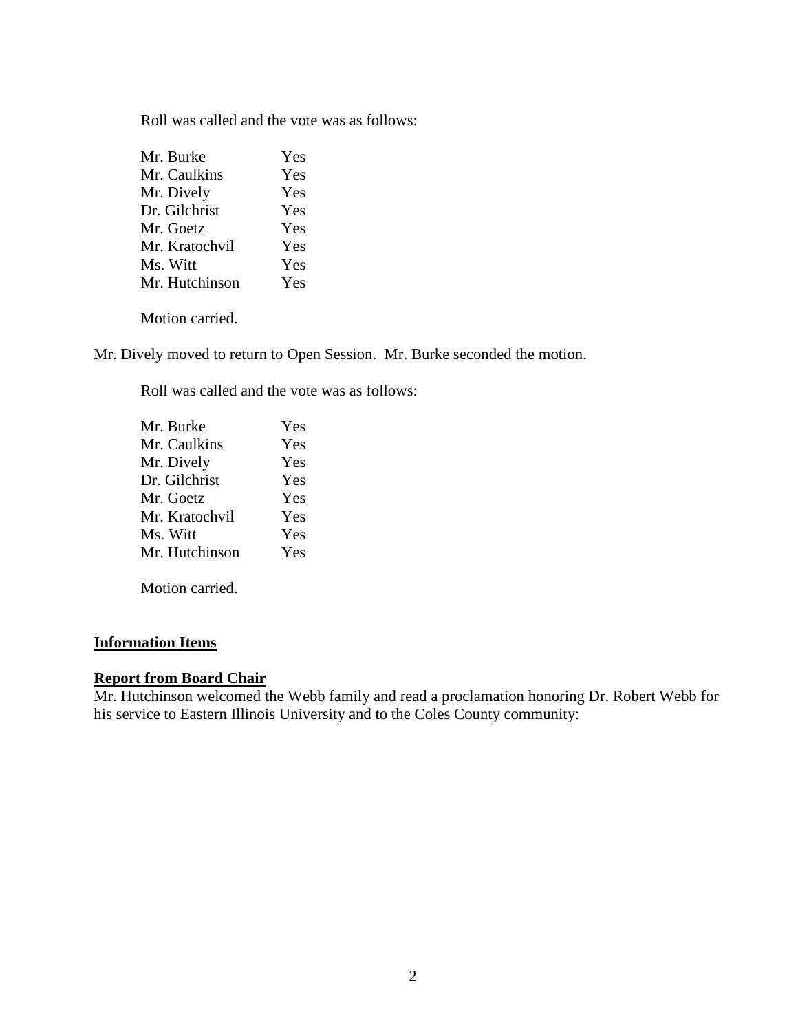Roll was called and the vote was as follows:

| | |
|---|---|
| Mr. Burke | Yes |
| Mr. Caulkins | Yes |
| Mr. Dively | Yes |
| Dr. Gilchrist | Yes |
| Mr. Goetz | Yes |
| Mr. Kratochvil | Yes |
| Ms. Witt | Yes |
| Mr. Hutchinson | Yes |

Motion carried.

Mr. Dively moved to return to Open Session. Mr. Burke seconded the motion.

Roll was called and the vote was as follows:

| | |
|---|---|
| Mr. Burke | Yes |
| Mr. Caulkins | Yes |
| Mr. Dively | Yes |
| Dr. Gilchrist | Yes |
| Mr. Goetz | Yes |
| Mr. Kratochvil | Yes |
| Ms. Witt | Yes |
| Mr. Hutchinson | Yes |

Motion carried.

**Information Items**

**Report from Board Chair**

Mr. Hutchinson welcomed the Webb family and read a proclamation honoring Dr. Robert Webb for his service to Eastern Illinois University and to the Coles County community: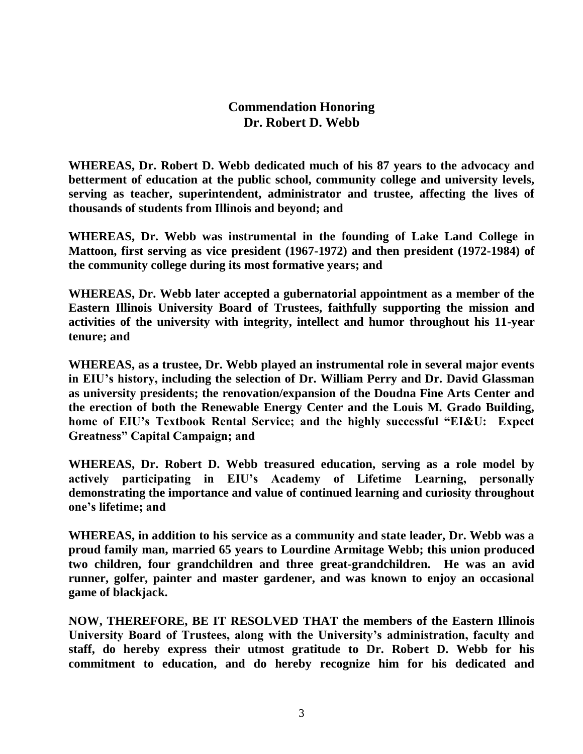# Commendation Honoring Dr. Robert D. Webb

**WHEREAS, Dr. Robert D. Webb dedicated much of his 87 years to the advocacy and betterment of education at the public school, community college and university levels, serving as teacher, superintendent, administrator and trustee, affecting the lives of thousands of students from Illinois and beyond; and**

**WHEREAS, Dr. Webb was instrumental in the founding of Lake Land College in Mattoon, first serving as vice president (1967-1972) and then president (1972-1984) of the community college during its most formative years; and**

**WHEREAS, Dr. Webb later accepted a gubernatorial appointment as a member of the Eastern Illinois University Board of Trustees, faithfully supporting the mission and activities of the university with integrity, intellect and humor throughout his 11-year tenure; and**

**WHEREAS, as a trustee, Dr. Webb played an instrumental role in several major events in EIU's history, including the selection of Dr. William Perry and Dr. David Glassman as university presidents; the renovation/expansion of the Doudna Fine Arts Center and the erection of both the Renewable Energy Center and the Louis M. Grado Building, home of EIU's Textbook Rental Service; and the highly successful "EI&U: Expect Greatness" Capital Campaign; and**

**WHEREAS, Dr. Robert D. Webb treasured education, serving as a role model by actively participating in EIU's Academy of Lifetime Learning, personally demonstrating the importance and value of continued learning and curiosity throughout one's lifetime; and**

**WHEREAS, in addition to his service as a community and state leader, Dr. Webb was a proud family man, married 65 years to Lourdine Armitage Webb; this union produced two children, four grandchildren and three great-grandchildren. He was an avid runner, golfer, painter and master gardener, and was known to enjoy an occasional game of blackjack.**

**NOW, THEREFORE, BE IT RESOLVED THAT the members of the Eastern Illinois University Board of Trustees, along with the University's administration, faculty and staff, do hereby express their utmost gratitude to Dr. Robert D. Webb for his commitment to education, and do hereby recognize him for his dedicated and**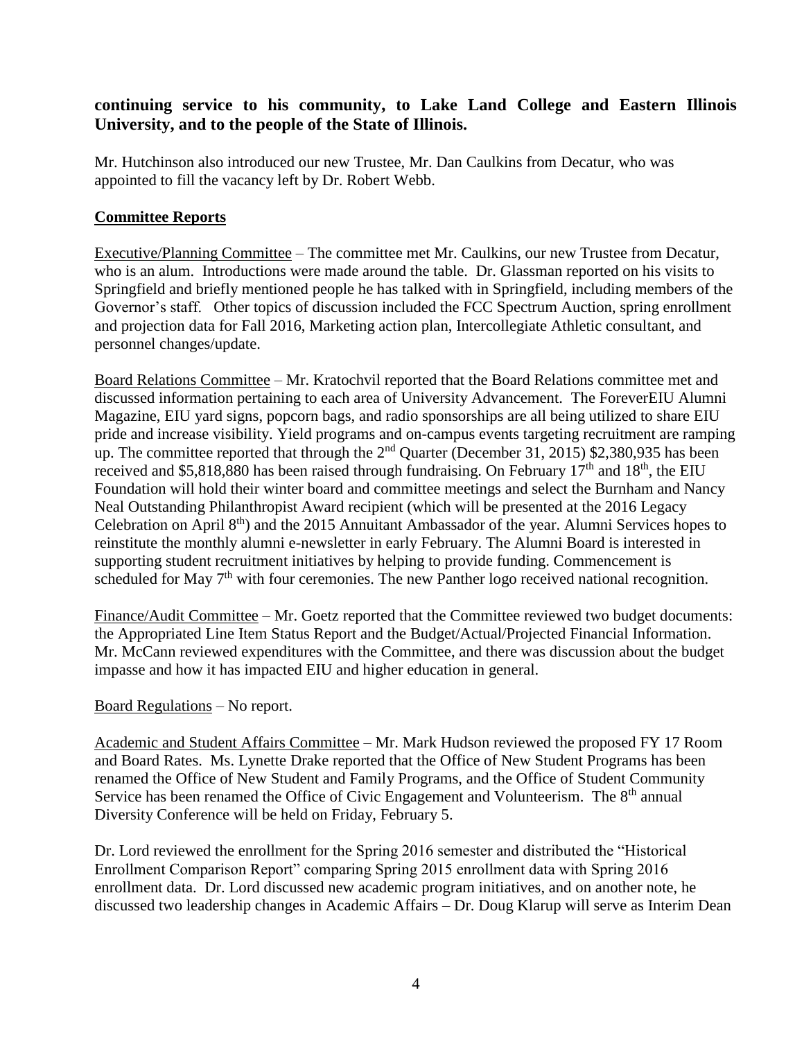**continuing service to his community, to Lake Land College and Eastern Illinois University, and to the people of the State of Illinois.**

Mr. Hutchinson also introduced our new Trustee, Mr. Dan Caulkins from Decatur, who was appointed to fill the vacancy left by Dr. Robert Webb.

## Committee Reports

Executive/Planning Committee – The committee met Mr. Caulkins, our new Trustee from Decatur, who is an alum. Introductions were made around the table. Dr. Glassman reported on his visits to Springfield and briefly mentioned people he has talked with in Springfield, including members of the Governor's staff. Other topics of discussion included the FCC Spectrum Auction, spring enrollment and projection data for Fall 2016, Marketing action plan, Intercollegiate Athletic consultant, and personnel changes/update.

Board Relations Committee – Mr. Kratochvil reported that the Board Relations committee met and discussed information pertaining to each area of University Advancement. The ForeverEIU Alumni Magazine, EIU yard signs, popcorn bags, and radio sponsorships are all being utilized to share EIU pride and increase visibility. Yield programs and on-campus events targeting recruitment are ramping up. The committee reported that through the 2nd Quarter (December 31, 2015) $2,380,935 has been received and $5,818,880 has been raised through fundraising. On February 17th and 18th, the EIU Foundation will hold their winter board and committee meetings and select the Burnham and Nancy Neal Outstanding Philanthropist Award recipient (which will be presented at the 2016 Legacy Celebration on April 8th) and the 2015 Annuitant Ambassador of the year. Alumni Services hopes to reinstitute the monthly alumni e-newsletter in early February. The Alumni Board is interested in supporting student recruitment initiatives by helping to provide funding. Commencement is scheduled for May 7th with four ceremonies. The new Panther logo received national recognition.

Finance/Audit Committee – Mr. Goetz reported that the Committee reviewed two budget documents: the Appropriated Line Item Status Report and the Budget/Actual/Projected Financial Information. Mr. McCann reviewed expenditures with the Committee, and there was discussion about the budget impasse and how it has impacted EIU and higher education in general.

Board Regulations – No report.

Academic and Student Affairs Committee – Mr. Mark Hudson reviewed the proposed FY 17 Room and Board Rates. Ms. Lynette Drake reported that the Office of New Student Programs has been renamed the Office of New Student and Family Programs, and the Office of Student Community Service has been renamed the Office of Civic Engagement and Volunteerism. The 8th annual Diversity Conference will be held on Friday, February 5.

Dr. Lord reviewed the enrollment for the Spring 2016 semester and distributed the "Historical Enrollment Comparison Report" comparing Spring 2015 enrollment data with Spring 2016 enrollment data. Dr. Lord discussed new academic program initiatives, and on another note, he discussed two leadership changes in Academic Affairs – Dr. Doug Klarup will serve as Interim Dean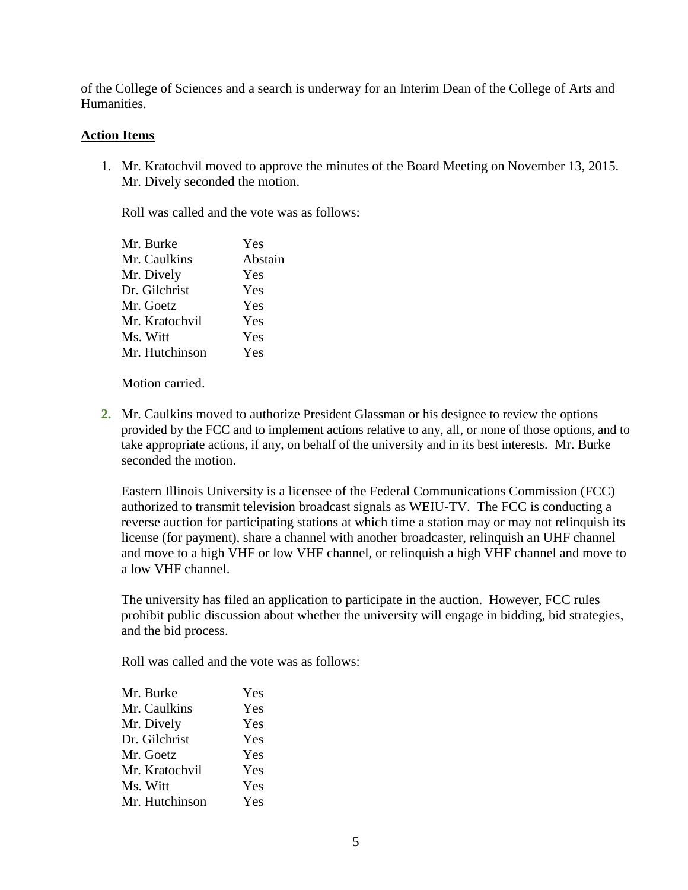of the College of Sciences and a search is underway for an Interim Dean of the College of Arts and Humanities.

**Action Items**

1. Mr. Kratochvil moved to approve the minutes of the Board Meeting on November 13, 2015. Mr. Dively seconded the motion.

   Roll was called and the vote was as follows:

   | | |
   |---|---|
   | Mr. Burke | Yes |
   | Mr. Caulkins | Abstain |
   | Mr. Dively | Yes |
   | Dr. Gilchrist | Yes |
   | Mr. Goetz | Yes |
   | Mr. Kratochvil | Yes |
   | Ms. Witt | Yes |
   | Mr. Hutchinson | Yes |

   Motion carried.

2. Mr. Caulkins moved to authorize President Glassman or his designee to review the options provided by the FCC and to implement actions relative to any, all, or none of those options, and to take appropriate actions, if any, on behalf of the university and in its best interests. Mr. Burke seconded the motion.

   Eastern Illinois University is a licensee of the Federal Communications Commission (FCC) authorized to transmit television broadcast signals as WEIU-TV. The FCC is conducting a reverse auction for participating stations at which time a station may or may not relinquish its license (for payment), share a channel with another broadcaster, relinquish an UHF channel and move to a high VHF or low VHF channel, or relinquish a high VHF channel and move to a low VHF channel.

   The university has filed an application to participate in the auction. However, FCC rules prohibit public discussion about whether the university will engage in bidding, bid strategies, and the bid process.

   Roll was called and the vote was as follows:

   | | |
   |---|---|
   | Mr. Burke | Yes |
   | Mr. Caulkins | Yes |
   | Mr. Dively | Yes |
   | Dr. Gilchrist | Yes |
   | Mr. Goetz | Yes |
   | Mr. Kratochvil | Yes |
   | Ms. Witt | Yes |
   | Mr. Hutchinson | Yes |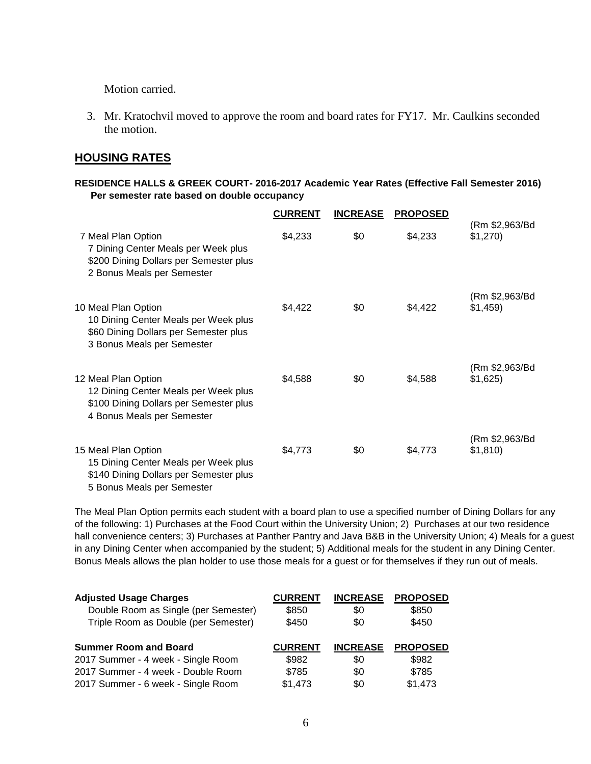Motion carried.

3. Mr. Kratochvil moved to approve the room and board rates for FY17. Mr. Caulkins seconded the motion.

## HOUSING RATES

**RESIDENCE HALLS & GREEK COURT- 2016-2017 Academic Year Rates (Effective Fall Semester 2016)**
**Per semester rate based on double occupancy**

| | CURRENT | INCREASE | PROPOSED | |
|---|---|---|---|---|
| 7 Meal Plan Option<br>7 Dining Center Meals per Week plus<br>$200 Dining Dollars per Semester plus<br>2 Bonus Meals per Semester | $4,233 | $0 | $4,233 | (Rm $2,963/Bd $1,270) |
| 10 Meal Plan Option<br>10 Dining Center Meals per Week plus<br>$60 Dining Dollars per Semester plus<br>3 Bonus Meals per Semester | $4,422 | $0 | $4,422 | (Rm $2,963/Bd $1,459) |
| 12 Meal Plan Option<br>12 Dining Center Meals per Week plus<br>$100 Dining Dollars per Semester plus<br>4 Bonus Meals per Semester | $4,588 | $0 | $4,588 | (Rm $2,963/Bd $1,625) |
| 15 Meal Plan Option<br>15 Dining Center Meals per Week plus<br>$140 Dining Dollars per Semester plus<br>5 Bonus Meals per Semester | $4,773 | $0 | $4,773 | (Rm $2,963/Bd $1,810) |

The Meal Plan Option permits each student with a board plan to use a specified number of Dining Dollars for any of the following: 1) Purchases at the Food Court within the University Union; 2) Purchases at our two residence hall convenience centers; 3) Purchases at Panther Pantry and Java B&B in the University Union; 4) Meals for a guest in any Dining Center when accompanied by the student; 5) Additional meals for the student in any Dining Center. Bonus Meals allows the plan holder to use those meals for a guest or for themselves if they run out of meals.

| Adjusted Usage Charges | CURRENT | INCREASE | PROPOSED |
|---|---|---|---|
| Double Room as Single (per Semester) | $850 | $0 | $850 |
| Triple Room as Double (per Semester) | $450 | $0 | $450 |

| Summer Room and Board | CURRENT | INCREASE | PROPOSED |
|---|---|---|---|
| 2017 Summer - 4 week - Single Room | $982 | $0 | $982 |
| 2017 Summer - 4 week - Double Room | $785 | $0 | $785 |
| 2017 Summer - 6 week - Single Room | $1,473 | $0 | $1,473 |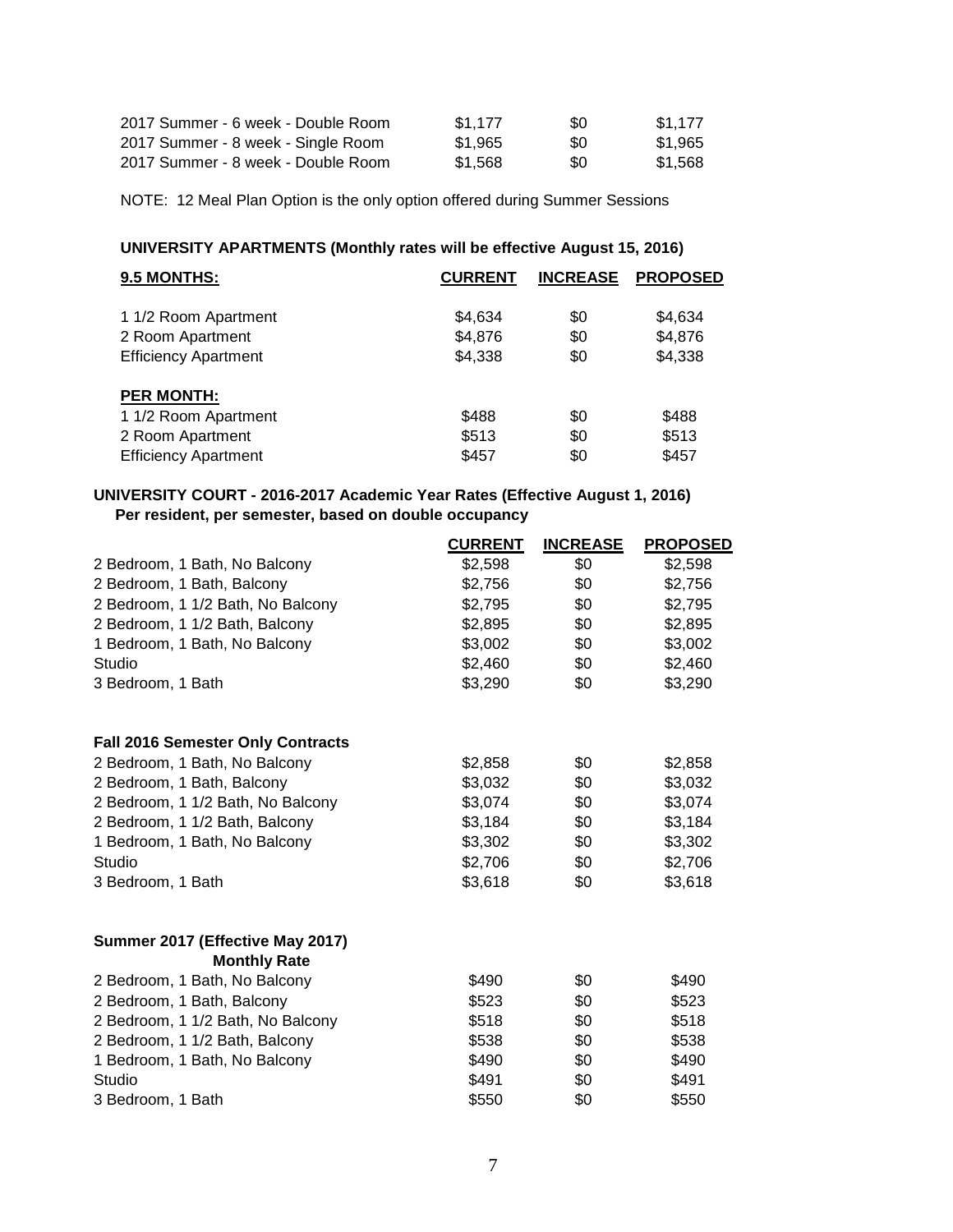| | | | |
|---|---|---|---|
| 2017 Summer - 6 week - Double Room | $1,177 | $0 | $1,177 |
| 2017 Summer - 8 week - Single Room | $1,965 | $0 | $1,965 |
| 2017 Summer - 8 week - Double Room | $1,568 | $0 | $1,568 |

NOTE: 12 Meal Plan Option is the only option offered during Summer Sessions

**UNIVERSITY APARTMENTS (Monthly rates will be effective August 15, 2016)**

| **9.5 MONTHS:** | **CURRENT** | **INCREASE** | **PROPOSED** |
|---|---|---|---|
| 1 1/2 Room Apartment | $4,634 | $0 | $4,634 |
| 2 Room Apartment | $4,876 | $0 | $4,876 |
| Efficiency Apartment | $4,338 | $0 | $4,338 |
| **PER MONTH:** | | | |
| 1 1/2 Room Apartment | $488 | $0 | $488 |
| 2 Room Apartment | $513 | $0 | $513 |
| Efficiency Apartment | $457 | $0 | $457 |

**UNIVERSITY COURT - 2016-2017 Academic Year Rates (Effective August 1, 2016)**
**Per resident, per semester, based on double occupancy**

| | **CURRENT** | **INCREASE** | **PROPOSED** |
|---|---|---|---|
| 2 Bedroom, 1 Bath, No Balcony | $2,598 | $0 | $2,598 |
| 2 Bedroom, 1 Bath, Balcony | $2,756 | $0 | $2,756 |
| 2 Bedroom, 1 1/2 Bath, No Balcony | $2,795 | $0 | $2,795 |
| 2 Bedroom, 1 1/2 Bath, Balcony | $2,895 | $0 | $2,895 |
| 1 Bedroom, 1 Bath, No Balcony | $3,002 | $0 | $3,002 |
| Studio | $2,460 | $0 | $2,460 |
| 3 Bedroom, 1 Bath | $3,290 | $0 | $3,290 |
| **Fall 2016 Semester Only Contracts** | | | |
| 2 Bedroom, 1 Bath, No Balcony | $2,858 | $0 | $2,858 |
| 2 Bedroom, 1 Bath, Balcony | $3,032 | $0 | $3,032 |
| 2 Bedroom, 1 1/2 Bath, No Balcony | $3,074 | $0 | $3,074 |
| 2 Bedroom, 1 1/2 Bath, Balcony | $3,184 | $0 | $3,184 |
| 1 Bedroom, 1 Bath, No Balcony | $3,302 | $0 | $3,302 |
| Studio | $2,706 | $0 | $2,706 |
| 3 Bedroom, 1 Bath | $3,618 | $0 | $3,618 |
| **Summer 2017 (Effective May 2017)** | | | |
| **Monthly Rate** | | | |
| 2 Bedroom, 1 Bath, No Balcony | $490 | $0 | $490 |
| 2 Bedroom, 1 Bath, Balcony | $523 | $0 | $523 |
| 2 Bedroom, 1 1/2 Bath, No Balcony | $518 | $0 | $518 |
| 2 Bedroom, 1 1/2 Bath, Balcony | $538 | $0 | $538 |
| 1 Bedroom, 1 Bath, No Balcony | $490 | $0 | $490 |
| Studio | $491 | $0 | $491 |
| 3 Bedroom, 1 Bath | $550 | $0 | $550 |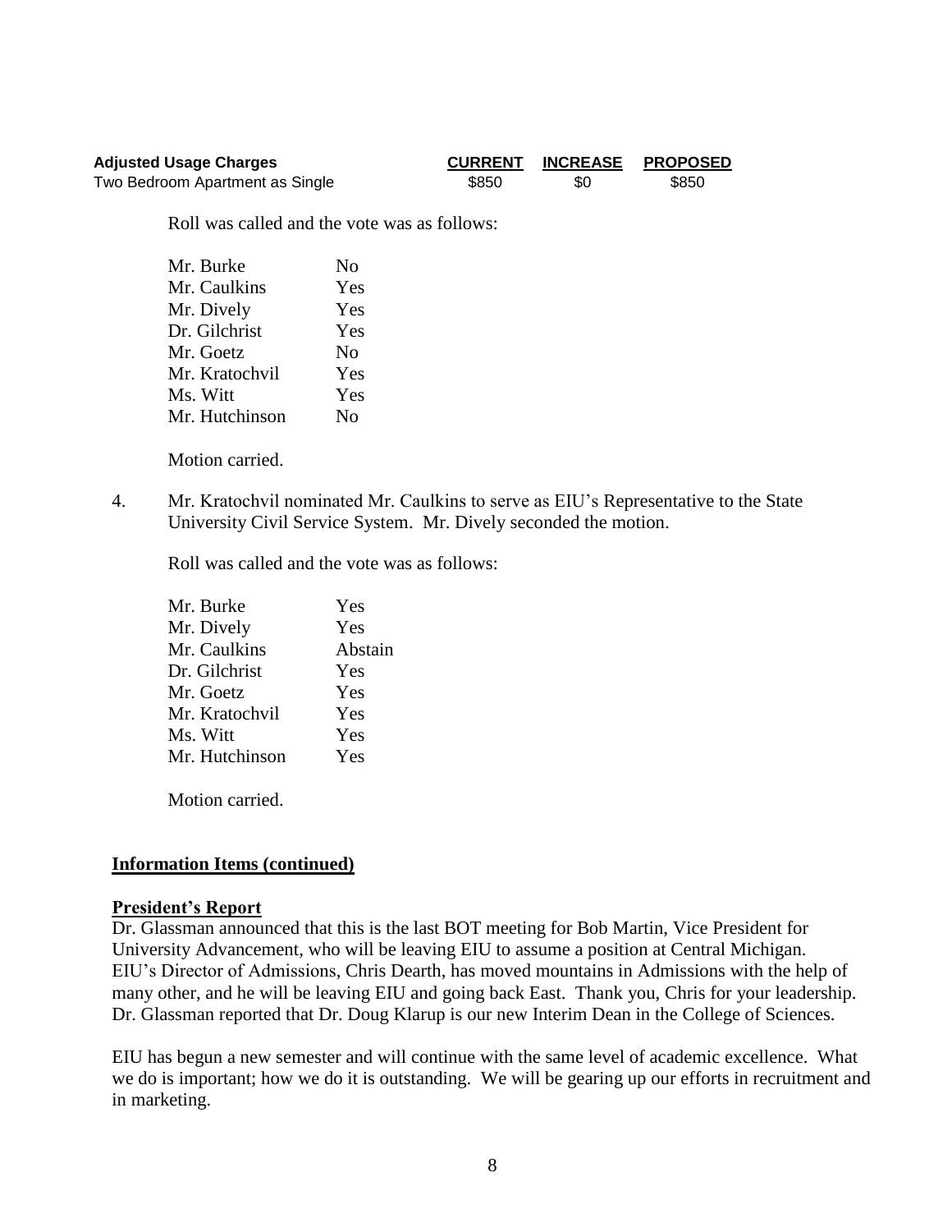| Adjusted Usage Charges | CURRENT | INCREASE | PROPOSED |
|---|---|---|---|
| Two Bedroom Apartment as Single | $850 | $0 | $850 |

Roll was called and the vote was as follows:

| | |
|---|---|
| Mr. Burke | No |
| Mr. Caulkins | Yes |
| Mr. Dively | Yes |
| Dr. Gilchrist | Yes |
| Mr. Goetz | No |
| Mr. Kratochvil | Yes |
| Ms. Witt | Yes |
| Mr. Hutchinson | No |

Motion carried.

4. Mr. Kratochvil nominated Mr. Caulkins to serve as EIU's Representative to the State University Civil Service System. Mr. Dively seconded the motion.

   Roll was called and the vote was as follows:

| | |
|---|---|
| Mr. Burke | Yes |
| Mr. Dively | Yes |
| Mr. Caulkins | Abstain |
| Dr. Gilchrist | Yes |
| Mr. Goetz | Yes |
| Mr. Kratochvil | Yes |
| Ms. Witt | Yes |
| Mr. Hutchinson | Yes |

   Motion carried.

**Information Items (continued)**

**President's Report**

Dr. Glassman announced that this is the last BOT meeting for Bob Martin, Vice President for University Advancement, who will be leaving EIU to assume a position at Central Michigan. EIU's Director of Admissions, Chris Dearth, has moved mountains in Admissions with the help of many other, and he will be leaving EIU and going back East. Thank you, Chris for your leadership. Dr. Glassman reported that Dr. Doug Klarup is our new Interim Dean in the College of Sciences.

EIU has begun a new semester and will continue with the same level of academic excellence. What we do is important; how we do it is outstanding. We will be gearing up our efforts in recruitment and in marketing.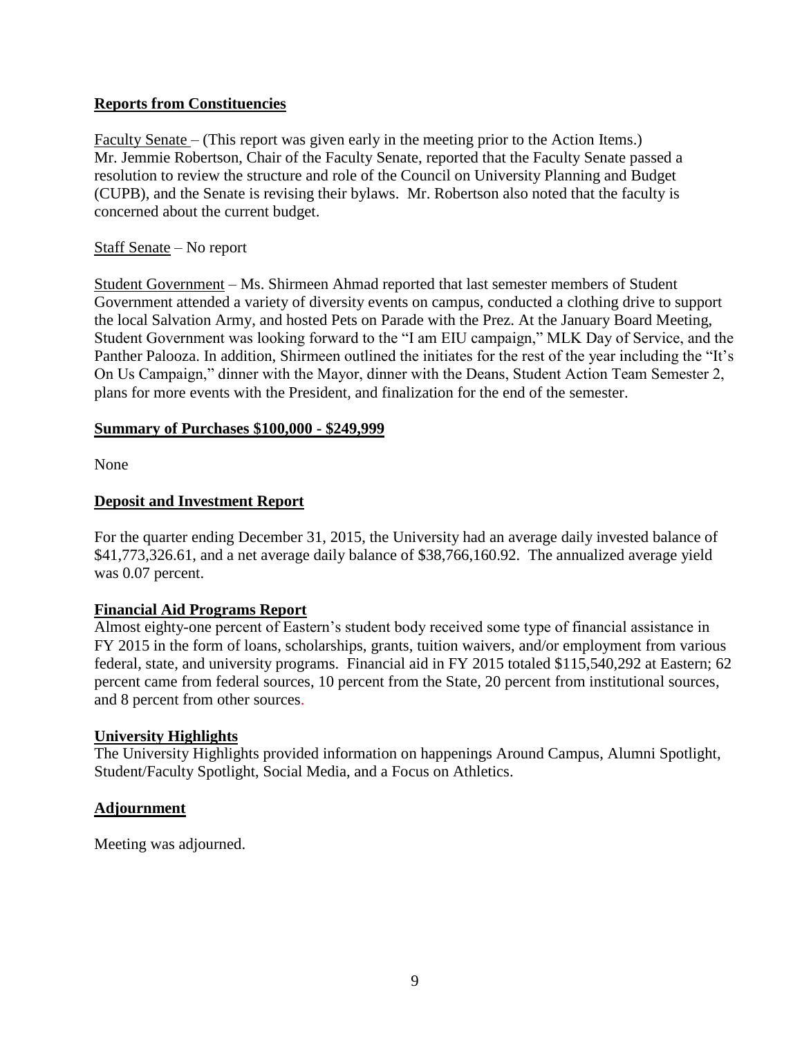## Reports from Constituencies

Faculty Senate – (This report was given early in the meeting prior to the Action Items.) Mr. Jemmie Robertson, Chair of the Faculty Senate, reported that the Faculty Senate passed a resolution to review the structure and role of the Council on University Planning and Budget (CUPB), and the Senate is revising their bylaws. Mr. Robertson also noted that the faculty is concerned about the current budget.

Staff Senate – No report

Student Government – Ms. Shirmeen Ahmad reported that last semester members of Student Government attended a variety of diversity events on campus, conducted a clothing drive to support the local Salvation Army, and hosted Pets on Parade with the Prez. At the January Board Meeting, Student Government was looking forward to the "I am EIU campaign," MLK Day of Service, and the Panther Palooza. In addition, Shirmeen outlined the initiates for the rest of the year including the "It's On Us Campaign," dinner with the Mayor, dinner with the Deans, Student Action Team Semester 2, plans for more events with the President, and finalization for the end of the semester.

## Summary of Purchases $100,000 - $249,999

None

## Deposit and Investment Report

For the quarter ending December 31, 2015, the University had an average daily invested balance of $41,773,326.61, and a net average daily balance of $38,766,160.92. The annualized average yield was 0.07 percent.

## Financial Aid Programs Report

Almost eighty-one percent of Eastern's student body received some type of financial assistance in FY 2015 in the form of loans, scholarships, grants, tuition waivers, and/or employment from various federal, state, and university programs. Financial aid in FY 2015 totaled $115,540,292 at Eastern; 62 percent came from federal sources, 10 percent from the State, 20 percent from institutional sources, and 8 percent from other sources.

## University Highlights

The University Highlights provided information on happenings Around Campus, Alumni Spotlight, Student/Faculty Spotlight, Social Media, and a Focus on Athletics.

## Adjournment

Meeting was adjourned.